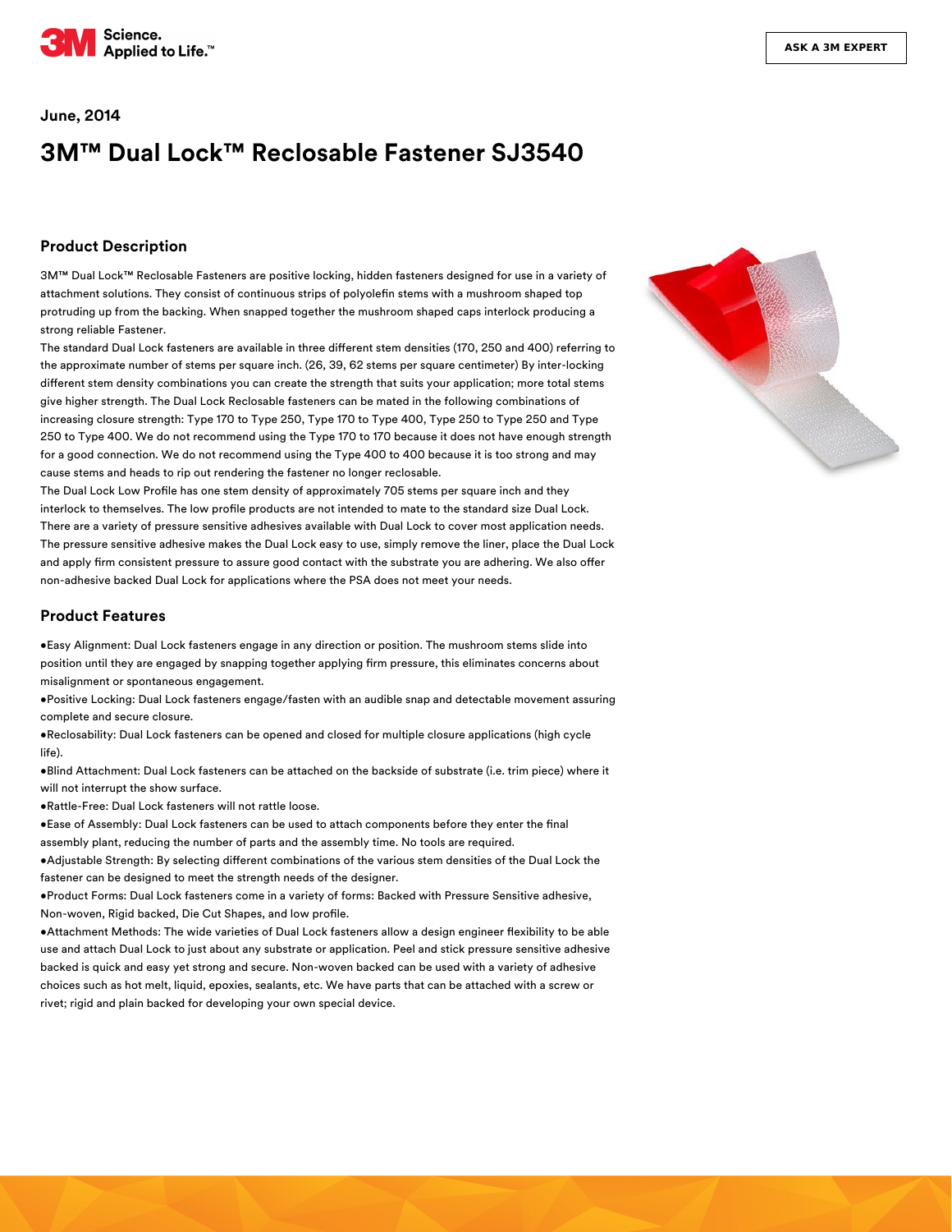June, 2014

# 3M™ Dual Lock™ Reclosable Fastener SJ3540

## Product Description

3M™ Dual Lock™ Reclosable Fasteners are positive locking, hidden fasteners designed for use in a variety of attachment solutions. They consist of continuous strips of polyolefin stems with a mushroom shaped top protruding up from the backing. When snapped together the mushroom shaped caps interlock producing a strong reliable Fastener.

The standard Dual Lock fasteners are available in three different stem densities (170, 250 and 400) referring to the approximate number of stems per square inch. (26, 39, 62 stems per square centimeter) By inter-locking different stem density combinations you can create the strength that suits your application; more total stems give higher strength. The Dual Lock Reclosable fasteners can be mated in the following combinations of increasing closure strength: Type 170 to Type 250, Type 170 to Type 400, Type 250 to Type 250 and Type 250 to Type 400. We do not recommend using the Type 170 to 170 because it does not have enough strength for a good connection. We do not recommend using the Type 400 to 400 because it is too strong and may cause stems and heads to rip out rendering the fastener no longer reclosable.

The Dual Lock Low Profile has one stem density of approximately 705 stems per square inch and they interlock to themselves. The low profile products are not intended to mate to the standard size Dual Lock. There are a variety of pressure sensitive adhesives available with Dual Lock to cover most application needs. The pressure sensitive adhesive makes the Dual Lock easy to use, simply remove the liner, place the Dual Lock and apply firm consistent pressure to assure good contact with the substrate you are adhering. We also offer non-adhesive backed Dual Lock for applications where the PSA does not meet your needs.

## Product Features

- Easy Alignment: Dual Lock fasteners engage in any direction or position. The mushroom stems slide into position until they are engaged by snapping together applying firm pressure, this eliminates concerns about misalignment or spontaneous engagement.
- Positive Locking: Dual Lock fasteners engage/fasten with an audible snap and detectable movement assuring complete and secure closure.
- Reclosability: Dual Lock fasteners can be opened and closed for multiple closure applications (high cycle life).
- Blind Attachment: Dual Lock fasteners can be attached on the backside of substrate (i.e. trim piece) where it will not interrupt the show surface.
- Rattle-Free: Dual Lock fasteners will not rattle loose.
- Ease of Assembly: Dual Lock fasteners can be used to attach components before they enter the final assembly plant, reducing the number of parts and the assembly time. No tools are required.
- Adjustable Strength: By selecting different combinations of the various stem densities of the Dual Lock the fastener can be designed to meet the strength needs of the designer.
- Product Forms: Dual Lock fasteners come in a variety of forms: Backed with Pressure Sensitive adhesive, Non-woven, Rigid backed, Die Cut Shapes, and low profile.
- Attachment Methods: The wide varieties of Dual Lock fasteners allow a design engineer flexibility to be able use and attach Dual Lock to just about any substrate or application. Peel and stick pressure sensitive adhesive backed is quick and easy yet strong and secure. Non-woven backed can be used with a variety of adhesive choices such as hot melt, liquid, epoxies, sealants, etc. We have parts that can be attached with a screw or rivet; rigid and plain backed for developing your own special device.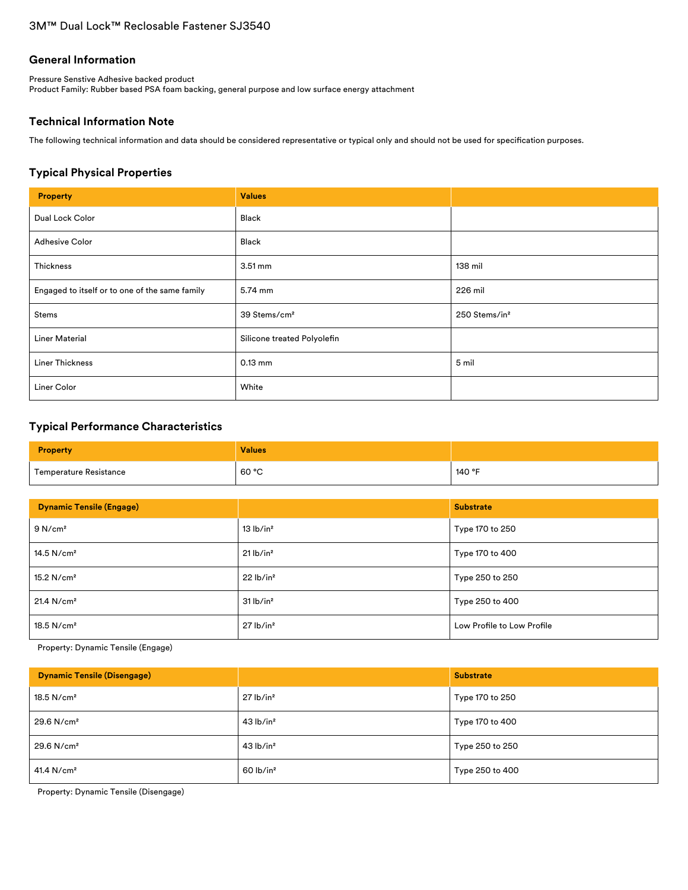3M™ Dual Lock™ Reclosable Fastener SJ3540

## General Information

Pressure Senstive Adhesive backed product
Product Family: Rubber based PSA foam backing, general purpose and low surface energy attachment

## Technical Information Note

The following technical information and data should be considered representative or typical only and should not be used for specification purposes.

## Typical Physical Properties

| Property | Values | |
|---|---|---|
| Dual Lock Color | Black | |
| Adhesive Color | Black | |
| Thickness | 3.51 mm | 138 mil |
| Engaged to itself or to one of the same family | 5.74 mm | 226 mil |
| Stems | 39 Stems/cm² | 250 Stems/in² |
| Liner Material | Silicone treated Polyolefin | |
| Liner Thickness | 0.13 mm | 5 mil |
| Liner Color | White | |

## Typical Performance Characteristics

| Property | Values | |
|---|---|---|
| Temperature Resistance | 60 °C | 140 °F |

| Dynamic Tensile (Engage) | | Substrate |
|---|---|---|
| 9 N/cm² | 13 lb/in² | Type 170 to 250 |
| 14.5 N/cm² | 21 lb/in² | Type 170 to 400 |
| 15.2 N/cm² | 22 lb/in² | Type 250 to 250 |
| 21.4 N/cm² | 31 lb/in² | Type 250 to 400 |
| 18.5 N/cm² | 27 lb/in² | Low Profile to Low Profile |

Property: Dynamic Tensile (Engage)

| Dynamic Tensile (Disengage) | | Substrate |
|---|---|---|
| 18.5 N/cm² | 27 lb/in² | Type 170 to 250 |
| 29.6 N/cm² | 43 lb/in² | Type 170 to 400 |
| 29.6 N/cm² | 43 lb/in² | Type 250 to 250 |
| 41.4 N/cm² | 60 lb/in² | Type 250 to 400 |

Property: Dynamic Tensile (Disengage)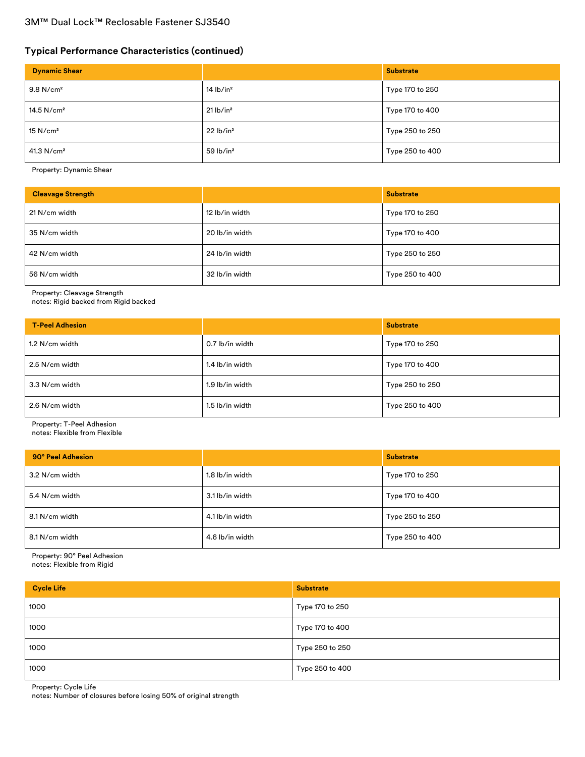## Typical Performance Characteristics (continued)

| Dynamic Shear | | Substrate |
|---|---|---|
| 9.8 N/cm² | 14 lb/in² | Type 170 to 250 |
| 14.5 N/cm² | 21 lb/in² | Type 170 to 400 |
| 15 N/cm² | 22 lb/in² | Type 250 to 250 |
| 41.3 N/cm² | 59 lb/in² | Type 250 to 400 |

Property: Dynamic Shear

| Cleavage Strength | | Substrate |
|---|---|---|
| 21 N/cm width | 12 lb/in width | Type 170 to 250 |
| 35 N/cm width | 20 lb/in width | Type 170 to 400 |
| 42 N/cm width | 24 lb/in width | Type 250 to 250 |
| 56 N/cm width | 32 lb/in width | Type 250 to 400 |

Property: Cleavage Strength
notes: Rigid backed from Rigid backed

| T-Peel Adhesion | | Substrate |
|---|---|---|
| 1.2 N/cm width | 0.7 lb/in width | Type 170 to 250 |
| 2.5 N/cm width | 1.4 lb/in width | Type 170 to 400 |
| 3.3 N/cm width | 1.9 lb/in width | Type 250 to 250 |
| 2.6 N/cm width | 1.5 lb/in width | Type 250 to 400 |

Property: T-Peel Adhesion
notes: Flexible from Flexible

| 90° Peel Adhesion | | Substrate |
|---|---|---|
| 3.2 N/cm width | 1.8 lb/in width | Type 170 to 250 |
| 5.4 N/cm width | 3.1 lb/in width | Type 170 to 400 |
| 8.1 N/cm width | 4.1 lb/in width | Type 250 to 250 |
| 8.1 N/cm width | 4.6 lb/in width | Type 250 to 400 |

Property: 90° Peel Adhesion
notes: Flexible from Rigid

| Cycle Life | Substrate |
|---|---|
| 1000 | Type 170 to 250 |
| 1000 | Type 170 to 400 |
| 1000 | Type 250 to 250 |
| 1000 | Type 250 to 400 |

Property: Cycle Life
notes: Number of closures before losing 50% of original strength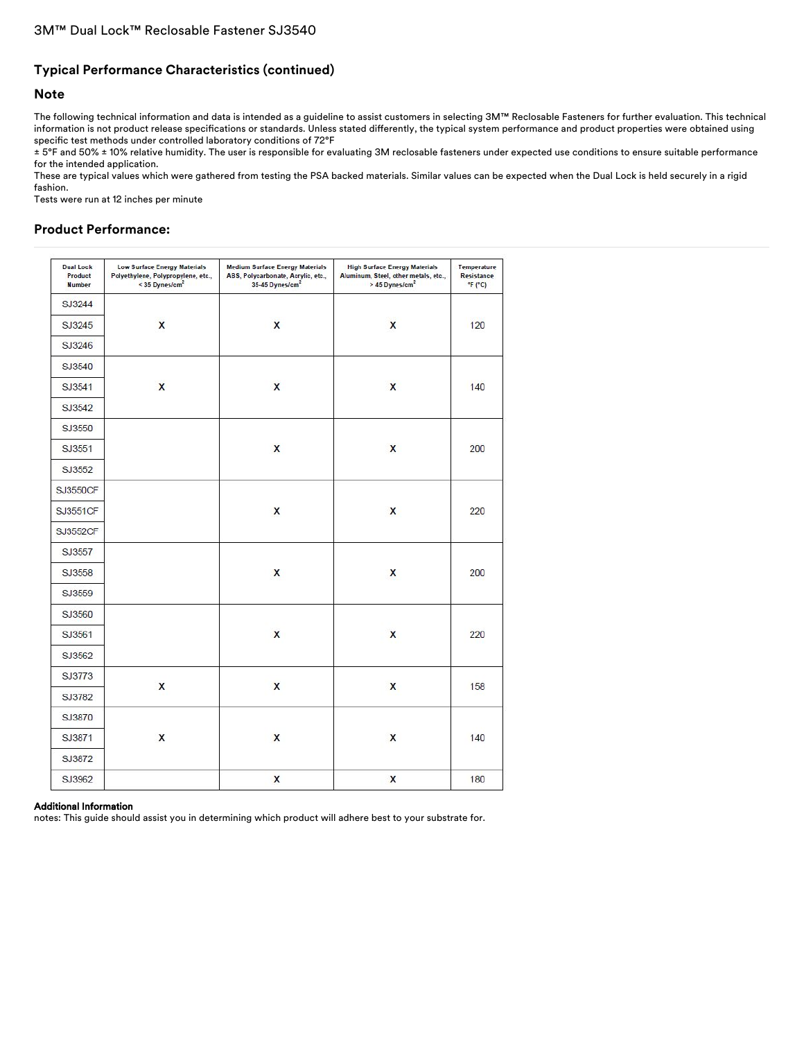## Typical Performance Characteristics (continued)

### Note

The following technical information and data is intended as a guideline to assist customers in selecting 3M™ Reclosable Fasteners for further evaluation. This technical information is not product release specifications or standards. Unless stated differently, the typical system performance and product properties were obtained using specific test methods under controlled laboratory conditions of 72°F
± 5°F and 50% ± 10% relative humidity. The user is responsible for evaluating 3M reclosable fasteners under expected use conditions to ensure suitable performance for the intended application.
These are typical values which were gathered from testing the PSA backed materials. Similar values can be expected when the Dual Lock is held securely in a rigid fashion.
Tests were run at 12 inches per minute

### Product Performance:

| Dual Lock Product Number | Low Surface Energy Materials Polyethylene, Polypropylene, etc., < 35 Dynes/cm² | Medium Surface Energy Materials ABS, Polycarbonate, Acrylic, etc., 35-45 Dynes/cm² | High Surface Energy Materials Aluminum, Steel, other metals, etc., > 45 Dynes/cm² | Temperature Resistance °F (°C) |
|---|---|---|---|---|
| SJ3244<br>SJ3245<br>SJ3246 | X | X | X | 120 |
| SJ3540<br>SJ3541<br>SJ3542 | X | X | X | 140 |
| SJ3550<br>SJ3551<br>SJ3552 | | X | X | 200 |
| SJ3550CF<br>SJ3551CF<br>SJ3552CF | | X | X | 220 |
| SJ3557<br>SJ3558<br>SJ3559 | | X | X | 200 |
| SJ3560<br>SJ3561<br>SJ3562 | | X | X | 220 |
| SJ3773<br>SJ3782 | X | X | X | 158 |
| SJ3870<br>SJ3871<br>SJ3872 | X | X | X | 140 |
| SJ3962 | | X | X | 180 |

**Additional Information**
notes: This guide should assist you in determining which product will adhere best to your substrate for.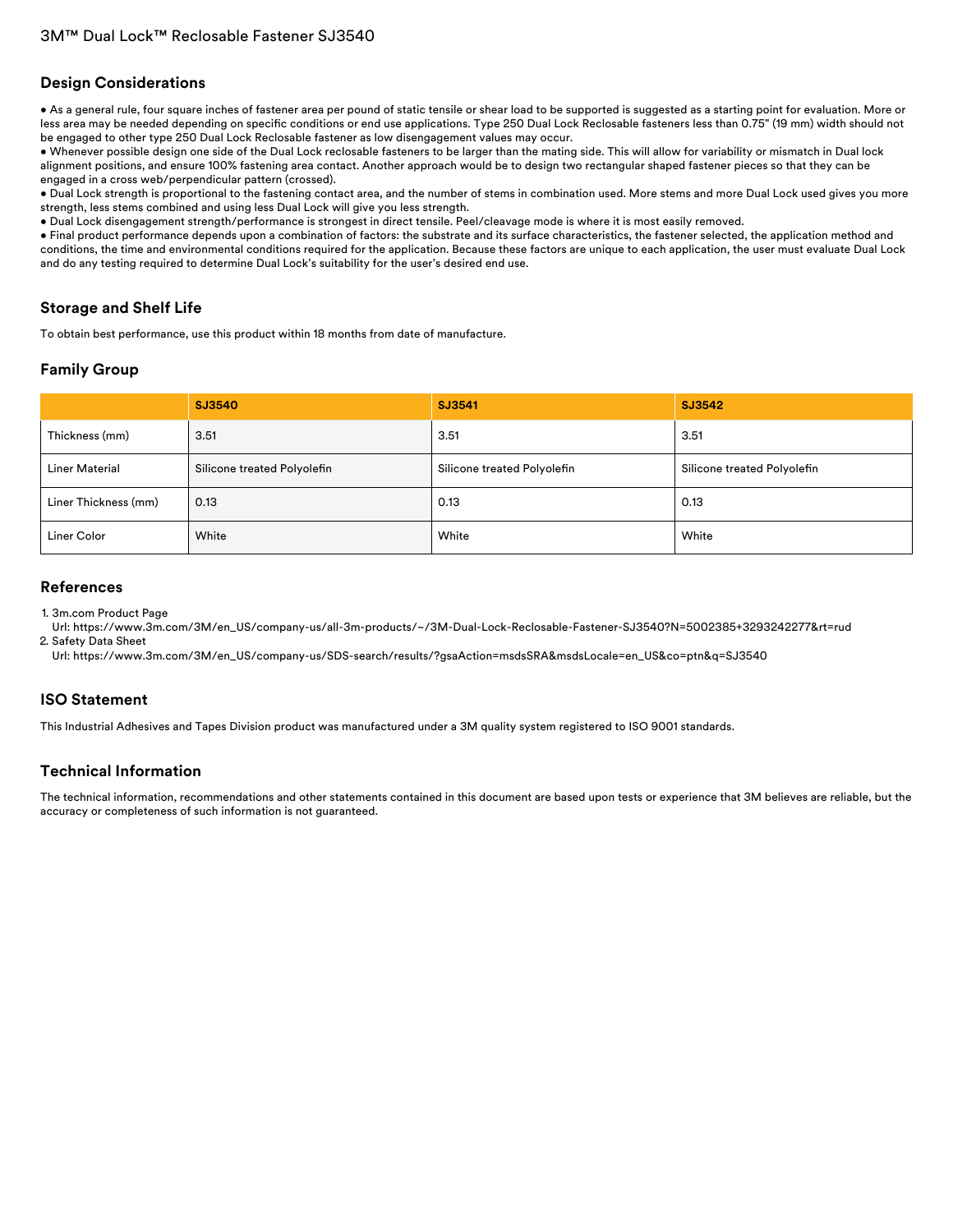## Design Considerations

- As a general rule, four square inches of fastener area per pound of static tensile or shear load to be supported is suggested as a starting point for evaluation. More or less area may be needed depending on specific conditions or end use applications. Type 250 Dual Lock Reclosable fasteners less than 0.75" (19 mm) width should not be engaged to other type 250 Dual Lock Reclosable fastener as low disengagement values may occur.
- Whenever possible design one side of the Dual Lock reclosable fasteners to be larger than the mating side. This will allow for variability or mismatch in Dual lock alignment positions, and ensure 100% fastening area contact. Another approach would be to design two rectangular shaped fastener pieces so that they can be engaged in a cross web/perpendicular pattern (crossed).
- Dual Lock strength is proportional to the fastening contact area, and the number of stems in combination used. More stems and more Dual Lock used gives you more strength, less stems combined and using less Dual Lock will give you less strength.
- Dual Lock disengagement strength/performance is strongest in direct tensile. Peel/cleavage mode is where it is most easily removed.
- Final product performance depends upon a combination of factors: the substrate and its surface characteristics, the fastener selected, the application method and conditions, the time and environmental conditions required for the application. Because these factors are unique to each application, the user must evaluate Dual Lock and do any testing required to determine Dual Lock's suitability for the user's desired end use.

## Storage and Shelf Life

To obtain best performance, use this product within 18 months from date of manufacture.

## Family Group

| | SJ3540 | SJ3541 | SJ3542 |
|---|---|---|---|
| Thickness (mm) | 3.51 | 3.51 | 3.51 |
| Liner Material | Silicone treated Polyolefin | Silicone treated Polyolefin | Silicone treated Polyolefin |
| Liner Thickness (mm) | 0.13 | 0.13 | 0.13 |
| Liner Color | White | White | White |

## References

1. 3m.com Product Page
   Url: https://www.3m.com/3M/en_US/company-us/all-3m-products/~/3M-Dual-Lock-Reclosable-Fastener-SJ3540?N=5002385+3293242277&rt=rud
2. Safety Data Sheet
   Url: https://www.3m.com/3M/en_US/company-us/SDS-search/results/?gsaAction=msdsSRA&msdsLocale=en_US&co=ptn&q=SJ3540

## ISO Statement

This Industrial Adhesives and Tapes Division product was manufactured under a 3M quality system registered to ISO 9001 standards.

## Technical Information

The technical information, recommendations and other statements contained in this document are based upon tests or experience that 3M believes are reliable, but the accuracy or completeness of such information is not guaranteed.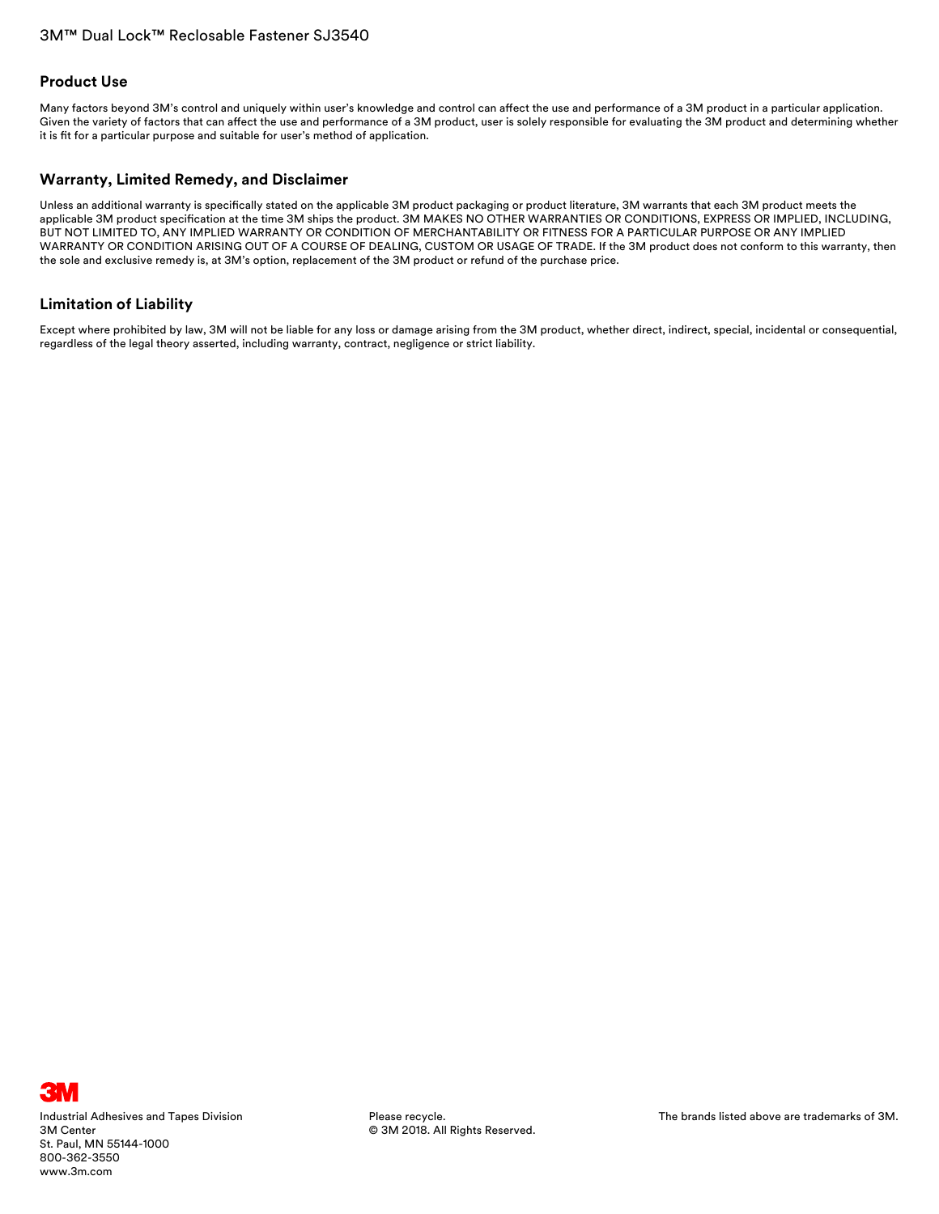## Product Use

Many factors beyond 3M's control and uniquely within user's knowledge and control can affect the use and performance of a 3M product in a particular application. Given the variety of factors that can affect the use and performance of a 3M product, user is solely responsible for evaluating the 3M product and determining whether it is fit for a particular purpose and suitable for user's method of application.

## Warranty, Limited Remedy, and Disclaimer

Unless an additional warranty is specifically stated on the applicable 3M product packaging or product literature, 3M warrants that each 3M product meets the applicable 3M product specification at the time 3M ships the product. 3M MAKES NO OTHER WARRANTIES OR CONDITIONS, EXPRESS OR IMPLIED, INCLUDING, BUT NOT LIMITED TO, ANY IMPLIED WARRANTY OR CONDITION OF MERCHANTABILITY OR FITNESS FOR A PARTICULAR PURPOSE OR ANY IMPLIED WARRANTY OR CONDITION ARISING OUT OF A COURSE OF DEALING, CUSTOM OR USAGE OF TRADE. If the 3M product does not conform to this warranty, then the sole and exclusive remedy is, at 3M's option, replacement of the 3M product or refund of the purchase price.

## Limitation of Liability

Except where prohibited by law, 3M will not be liable for any loss or damage arising from the 3M product, whether direct, indirect, special, incidental or consequential, regardless of the legal theory asserted, including warranty, contract, negligence or strict liability.

3M

Industrial Adhesives and Tapes Division
3M Center
St. Paul, MN 55144-1000
800-362-3550
www.3m.com

Please recycle.
© 3M 2018. All Rights Reserved.

The brands listed above are trademarks of 3M.